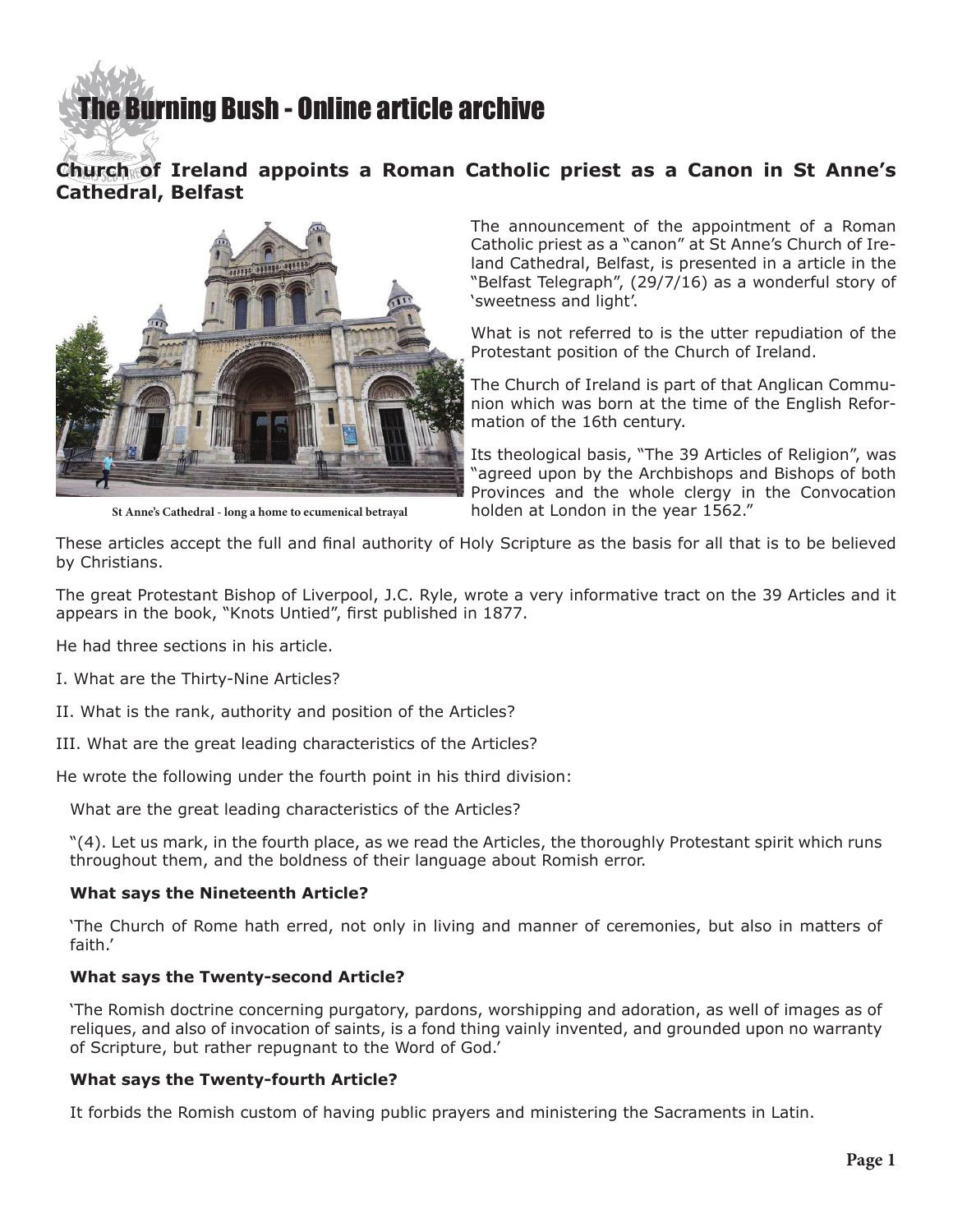# The Burning Bush - Online article archive

## Church of Ireland appoints a Roman Catholic priest as a Canon in St Anne's Cathedral, Belfast

St Anne's Cathedral - long a home to ecumenical betrayal

The announcement of the appointment of a Roman Catholic priest as a "canon" at St Anne's Church of Ireland Cathedral, Belfast, is presented in a article in the "Belfast Telegraph", (29/7/16) as a wonderful story of 'sweetness and light'.

What is not referred to is the utter repudiation of the Protestant position of the Church of Ireland.

The Church of Ireland is part of that Anglican Communion which was born at the time of the English Reformation of the 16th century.

Its theological basis, "The 39 Articles of Religion", was "agreed upon by the Archbishops and Bishops of both Provinces and the whole clergy in the Convocation holden at London in the year 1562."

These articles accept the full and final authority of Holy Scripture as the basis for all that is to be believed by Christians.

The great Protestant Bishop of Liverpool, J.C. Ryle, wrote a very informative tract on the 39 Articles and it appears in the book, "Knots Untied", first published in 1877.

He had three sections in his article.

I. What are the Thirty-Nine Articles?

II. What is the rank, authority and position of the Articles?

III. What are the great leading characteristics of the Articles?

He wrote the following under the fourth point in his third division:

> What are the great leading characteristics of the Articles?
>
> "(4). Let us mark, in the fourth place, as we read the Articles, the thoroughly Protestant spirit which runs throughout them, and the boldness of their language about Romish error.
>
> **What says the Nineteenth Article?**
>
> 'The Church of Rome hath erred, not only in living and manner of ceremonies, but also in matters of faith.'
>
> **What says the Twenty-second Article?**
>
> 'The Romish doctrine concerning purgatory, pardons, worshipping and adoration, as well of images as of reliques, and also of invocation of saints, is a fond thing vainly invented, and grounded upon no warranty of Scripture, but rather repugnant to the Word of God.'
>
> **What says the Twenty-fourth Article?**
>
> It forbids the Romish custom of having public prayers and ministering the Sacraments in Latin.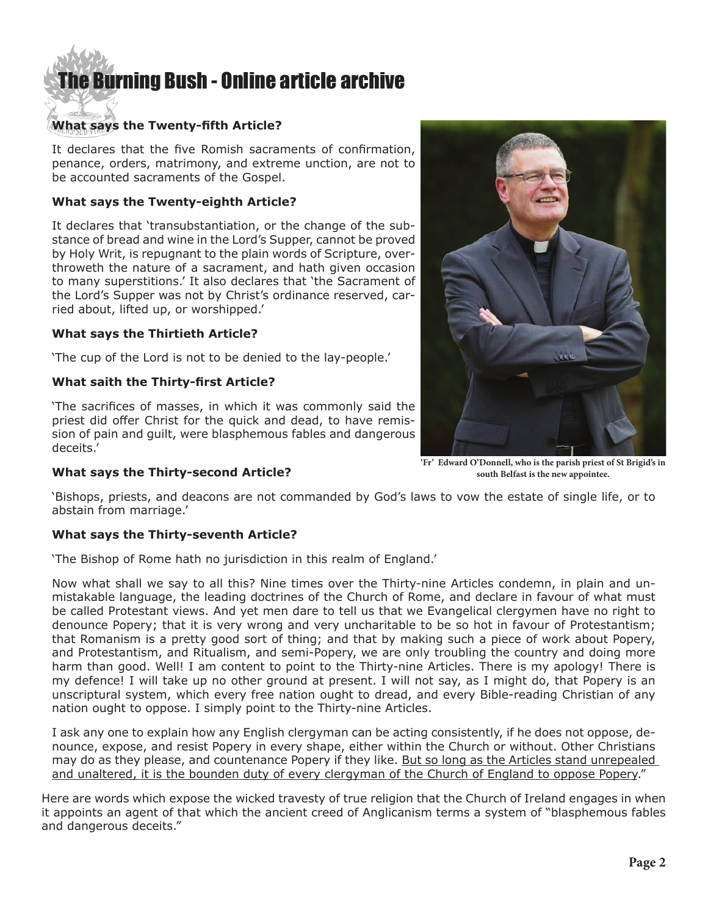**What says the Twenty-fifth Article?**

It declares that the five Romish sacraments of confirmation, penance, orders, matrimony, and extreme unction, are not to be accounted sacraments of the Gospel.

**What says the Twenty-eighth Article?**

It declares that 'transubstantiation, or the change of the substance of bread and wine in the Lord's Supper, cannot be proved by Holy Writ, is repugnant to the plain words of Scripture, overthroweth the nature of a sacrament, and hath given occasion to many superstitions.' It also declares that 'the Sacrament of the Lord's Supper was not by Christ's ordinance reserved, carried about, lifted up, or worshipped.'

**What says the Thirtieth Article?**

'The cup of the Lord is not to be denied to the lay-people.'

**What saith the Thirty-first Article?**

'The sacrifices of masses, in which it was commonly said the priest did offer Christ for the quick and dead, to have remission of pain and guilt, were blasphemous fables and dangerous deceits.'

**'Fr' Edward O'Donnell, who is the parish priest of St Brigid's in south Belfast is the new appointee.**

**What says the Thirty-second Article?**

'Bishops, priests, and deacons are not commanded by God's laws to vow the estate of single life, or to abstain from marriage.'

**What says the Thirty-seventh Article?**

'The Bishop of Rome hath no jurisdiction in this realm of England.'

Now what shall we say to all this? Nine times over the Thirty-nine Articles condemn, in plain and unmistakable language, the leading doctrines of the Church of Rome, and declare in favour of what must be called Protestant views. And yet men dare to tell us that we Evangelical clergymen have no right to denounce Popery; that it is very wrong and very uncharitable to be so hot in favour of Protestantism; that Romanism is a pretty good sort of thing; and that by making such a piece of work about Popery, and Protestantism, and Ritualism, and semi-Popery, we are only troubling the country and doing more harm than good. Well! I am content to point to the Thirty-nine Articles. There is my apology! There is my defence! I will take up no other ground at present. I will not say, as I might do, that Popery is an unscriptural system, which every free nation ought to dread, and every Bible-reading Christian of any nation ought to oppose. I simply point to the Thirty-nine Articles.

I ask any one to explain how any English clergyman can be acting consistently, if he does not oppose, denounce, expose, and resist Popery in every shape, either within the Church or without. Other Christians may do as they please, and countenance Popery if they like. <u>But so long as the Articles stand unrepealed and unaltered, it is the bounden duty of every clergyman of the Church of England to oppose Popery</u>."

Here are words which expose the wicked travesty of true religion that the Church of Ireland engages in when it appoints an agent of that which the ancient creed of Anglicanism terms a system of "blasphemous fables and dangerous deceits."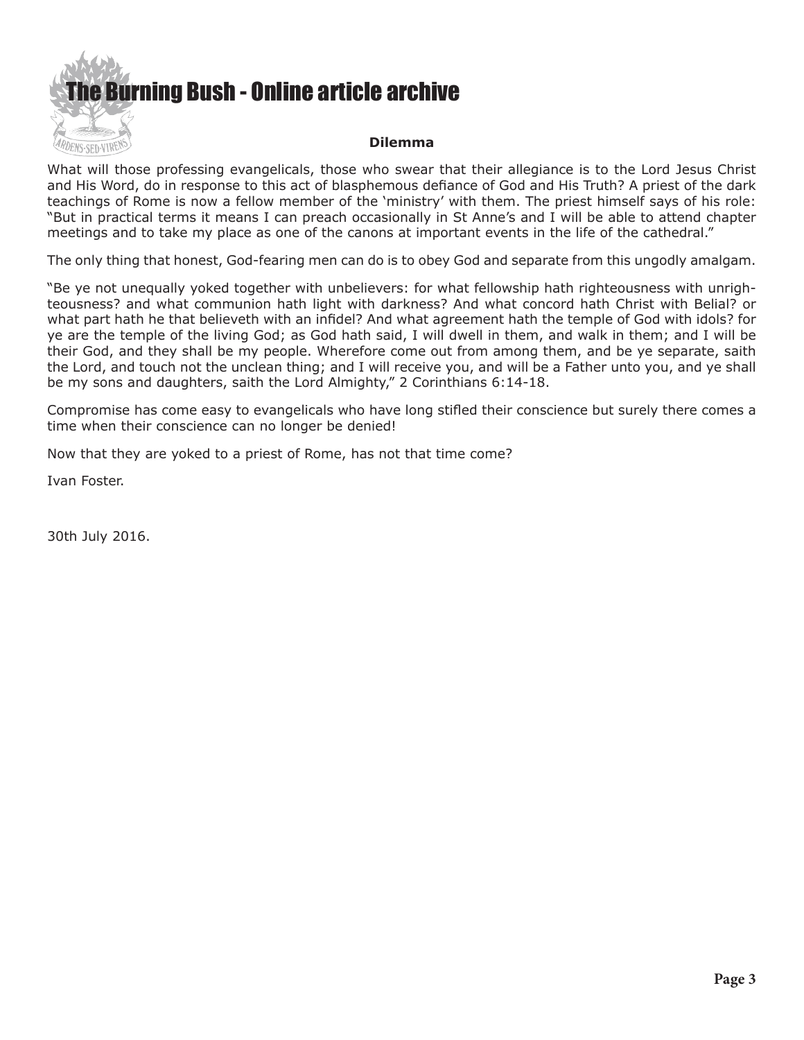**Dilemma**

What will those professing evangelicals, those who swear that their allegiance is to the Lord Jesus Christ and His Word, do in response to this act of blasphemous defiance of God and His Truth? A priest of the dark teachings of Rome is now a fellow member of the 'ministry' with them. The priest himself says of his role: "But in practical terms it means I can preach occasionally in St Anne's and I will be able to attend chapter meetings and to take my place as one of the canons at important events in the life of the cathedral."

The only thing that honest, God-fearing men can do is to obey God and separate from this ungodly amalgam.

"Be ye not unequally yoked together with unbelievers: for what fellowship hath righteousness with unrighteousness? and what communion hath light with darkness? And what concord hath Christ with Belial? or what part hath he that believeth with an infidel? And what agreement hath the temple of God with idols? for ye are the temple of the living God; as God hath said, I will dwell in them, and walk in them; and I will be their God, and they shall be my people. Wherefore come out from among them, and be ye separate, saith the Lord, and touch not the unclean thing; and I will receive you, and will be a Father unto you, and ye shall be my sons and daughters, saith the Lord Almighty," 2 Corinthians 6:14-18.

Compromise has come easy to evangelicals who have long stifled their conscience but surely there comes a time when their conscience can no longer be denied!

Now that they are yoked to a priest of Rome, has not that time come?

Ivan Foster.

30th July 2016.